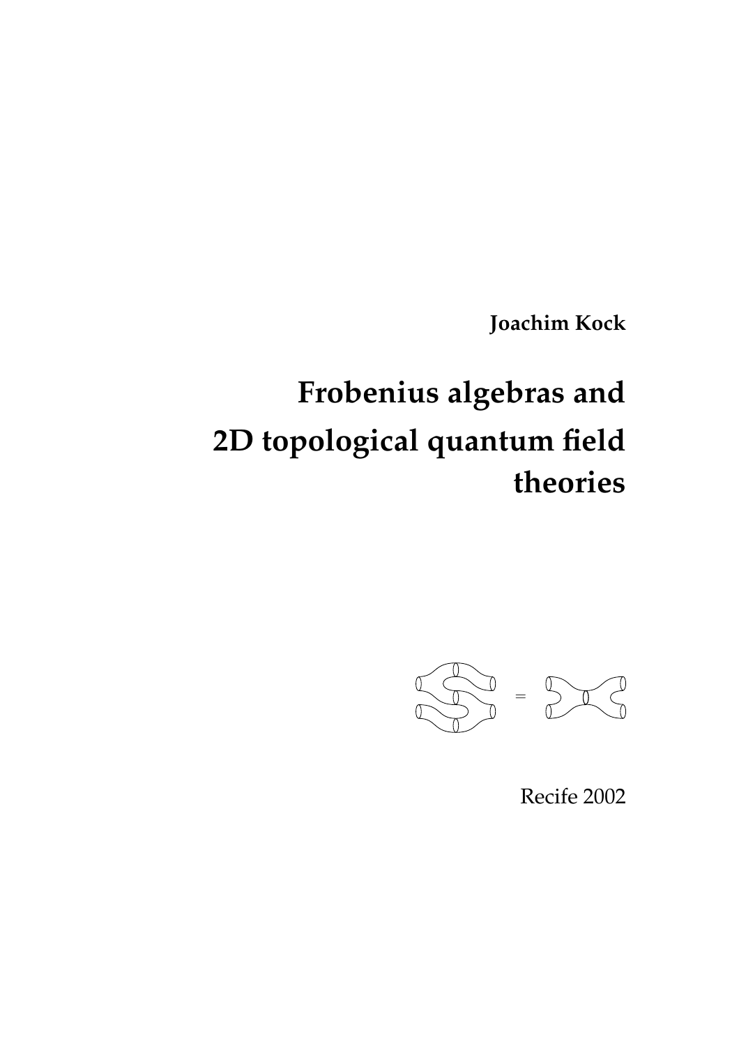**Joachim Kock**

# Frobenius algebras and 2D topological quantum field theories

Recife 2002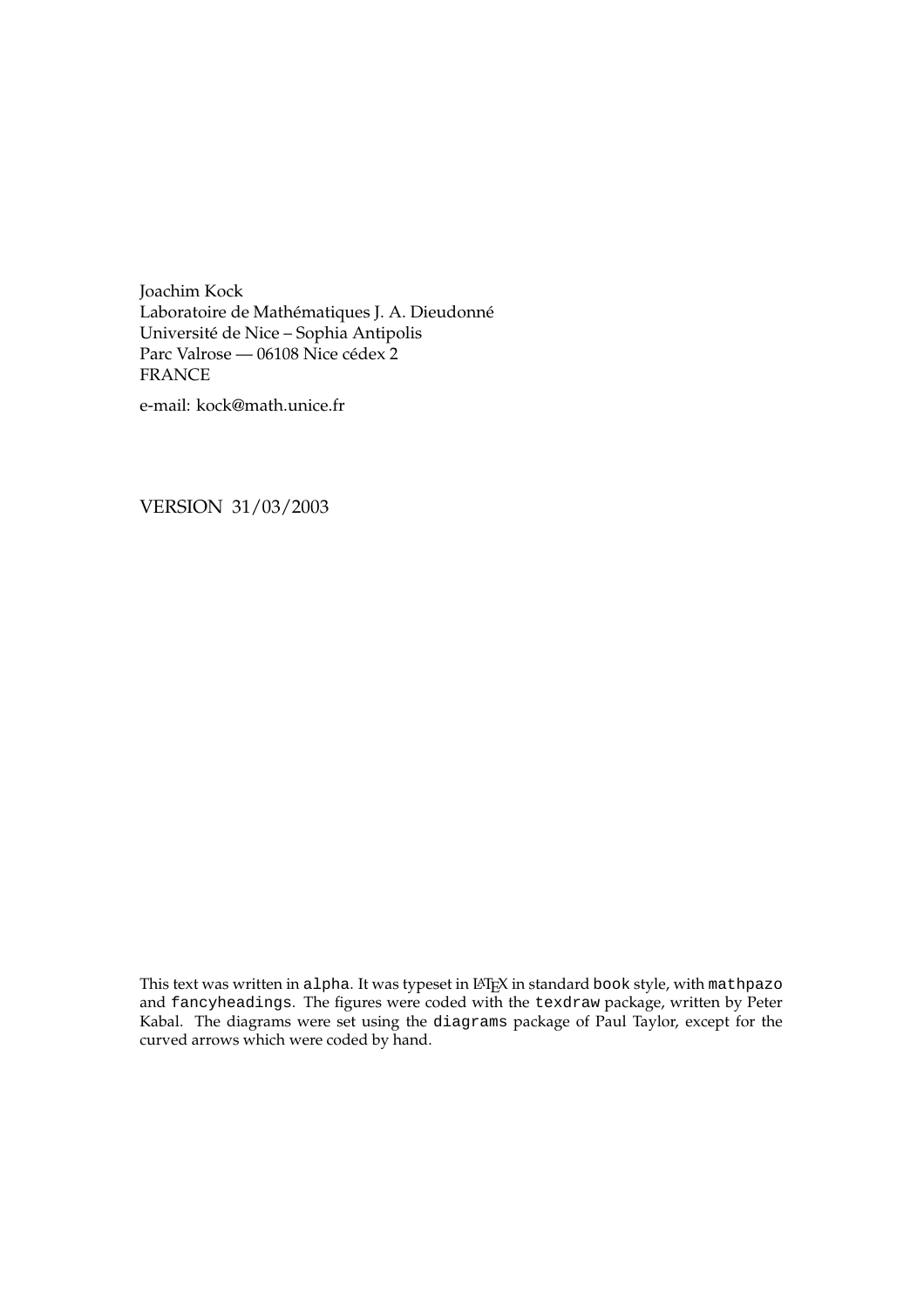Joachim Kock
Laboratoire de Mathématiques J. A. Dieudonné
Université de Nice – Sophia Antipolis
Parc Valrose — 06108 Nice cédex 2
FRANCE

e-mail: kock@math.unice.fr

VERSION 31/03/2003

This text was written in `alpha`. It was typeset in LaTeX in standard `book` style, with `mathpazo` and `fancyheadings`. The figures were coded with the `texdraw` package, written by Peter Kabal. The diagrams were set using the `diagrams` package of Paul Taylor, except for the curved arrows which were coded by hand.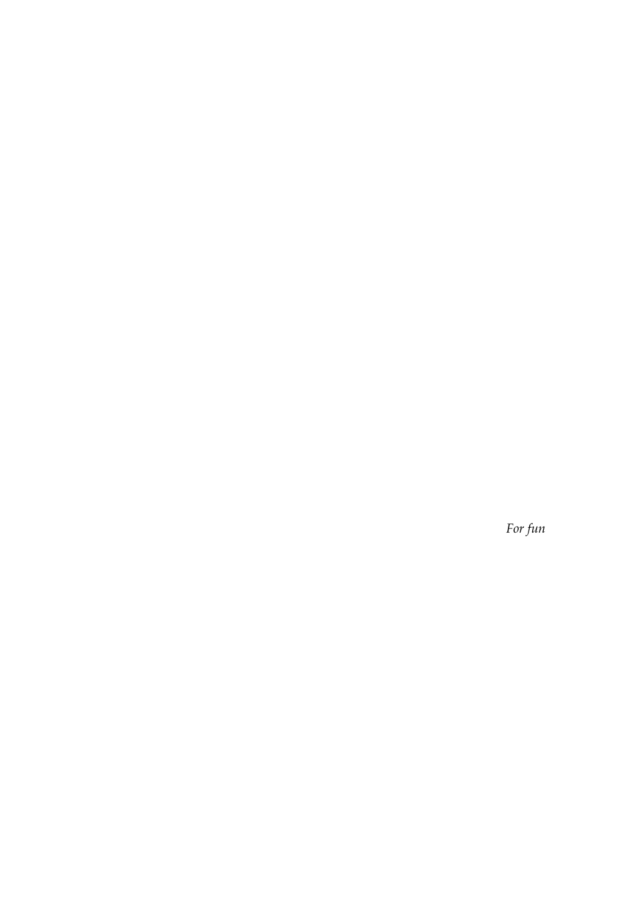*For fun*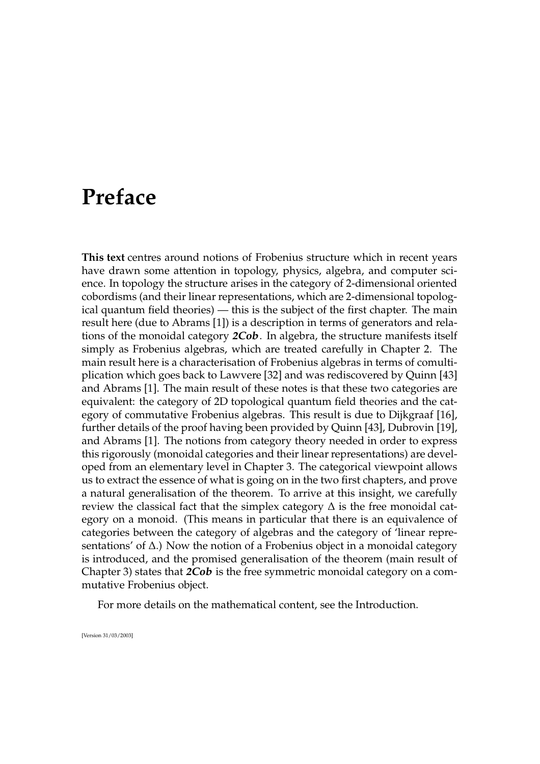# Preface

**This text** centres around notions of Frobenius structure which in recent years have drawn some attention in topology, physics, algebra, and computer science. In topology the structure arises in the category of 2-dimensional oriented cobordisms (and their linear representations, which are 2-dimensional topological quantum field theories) — this is the subject of the first chapter. The main result here (due to Abrams [1]) is a description in terms of generators and relations of the monoidal category ***2Cob***. In algebra, the structure manifests itself simply as Frobenius algebras, which are treated carefully in Chapter 2. The main result here is a characterisation of Frobenius algebras in terms of comultiplication which goes back to Lawvere [32] and was rediscovered by Quinn [43] and Abrams [1]. The main result of these notes is that these two categories are equivalent: the category of 2D topological quantum field theories and the category of commutative Frobenius algebras. This result is due to Dijkgraaf [16], further details of the proof having been provided by Quinn [43], Dubrovin [19], and Abrams [1]. The notions from category theory needed in order to express this rigorously (monoidal categories and their linear representations) are developed from an elementary level in Chapter 3. The categorical viewpoint allows us to extract the essence of what is going on in the two first chapters, and prove a natural generalisation of the theorem. To arrive at this insight, we carefully review the classical fact that the simplex category $\Delta$ is the free monoidal category on a monoid. (This means in particular that there is an equivalence of categories between the category of algebras and the category of 'linear representations' of $\Delta$.) Now the notion of a Frobenius object in a monoidal category is introduced, and the promised generalisation of the theorem (main result of Chapter 3) states that ***2Cob*** is the free symmetric monoidal category on a commutative Frobenius object.

For more details on the mathematical content, see the Introduction.

[Version 31/03/2003]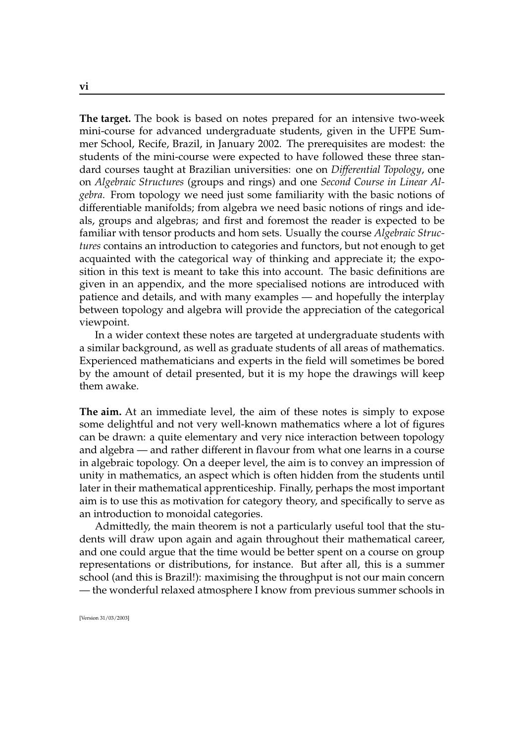**The target.** The book is based on notes prepared for an intensive two-week mini-course for advanced undergraduate students, given in the UFPE Summer School, Recife, Brazil, in January 2002. The prerequisites are modest: the students of the mini-course were expected to have followed these three standard courses taught at Brazilian universities: one on *Differential Topology*, one on *Algebraic Structures* (groups and rings) and one *Second Course in Linear Algebra*. From topology we need just some familiarity with the basic notions of differentiable manifolds; from algebra we need basic notions of rings and ideals, groups and algebras; and first and foremost the reader is expected to be familiar with tensor products and hom sets. Usually the course *Algebraic Structures* contains an introduction to categories and functors, but not enough to get acquainted with the categorical way of thinking and appreciate it; the exposition in this text is meant to take this into account. The basic definitions are given in an appendix, and the more specialised notions are introduced with patience and details, and with many examples — and hopefully the interplay between topology and algebra will provide the appreciation of the categorical viewpoint.

In a wider context these notes are targeted at undergraduate students with a similar background, as well as graduate students of all areas of mathematics. Experienced mathematicians and experts in the field will sometimes be bored by the amount of detail presented, but it is my hope the drawings will keep them awake.

**The aim.** At an immediate level, the aim of these notes is simply to expose some delightful and not very well-known mathematics where a lot of figures can be drawn: a quite elementary and very nice interaction between topology and algebra — and rather different in flavour from what one learns in a course in algebraic topology. On a deeper level, the aim is to convey an impression of unity in mathematics, an aspect which is often hidden from the students until later in their mathematical apprenticeship. Finally, perhaps the most important aim is to use this as motivation for category theory, and specifically to serve as an introduction to monoidal categories.

Admittedly, the main theorem is not a particularly useful tool that the students will draw upon again and again throughout their mathematical career, and one could argue that the time would be better spent on a course on group representations or distributions, for instance. But after all, this is a summer school (and this is Brazil!): maximising the throughput is not our main concern — the wonderful relaxed atmosphere I know from previous summer schools in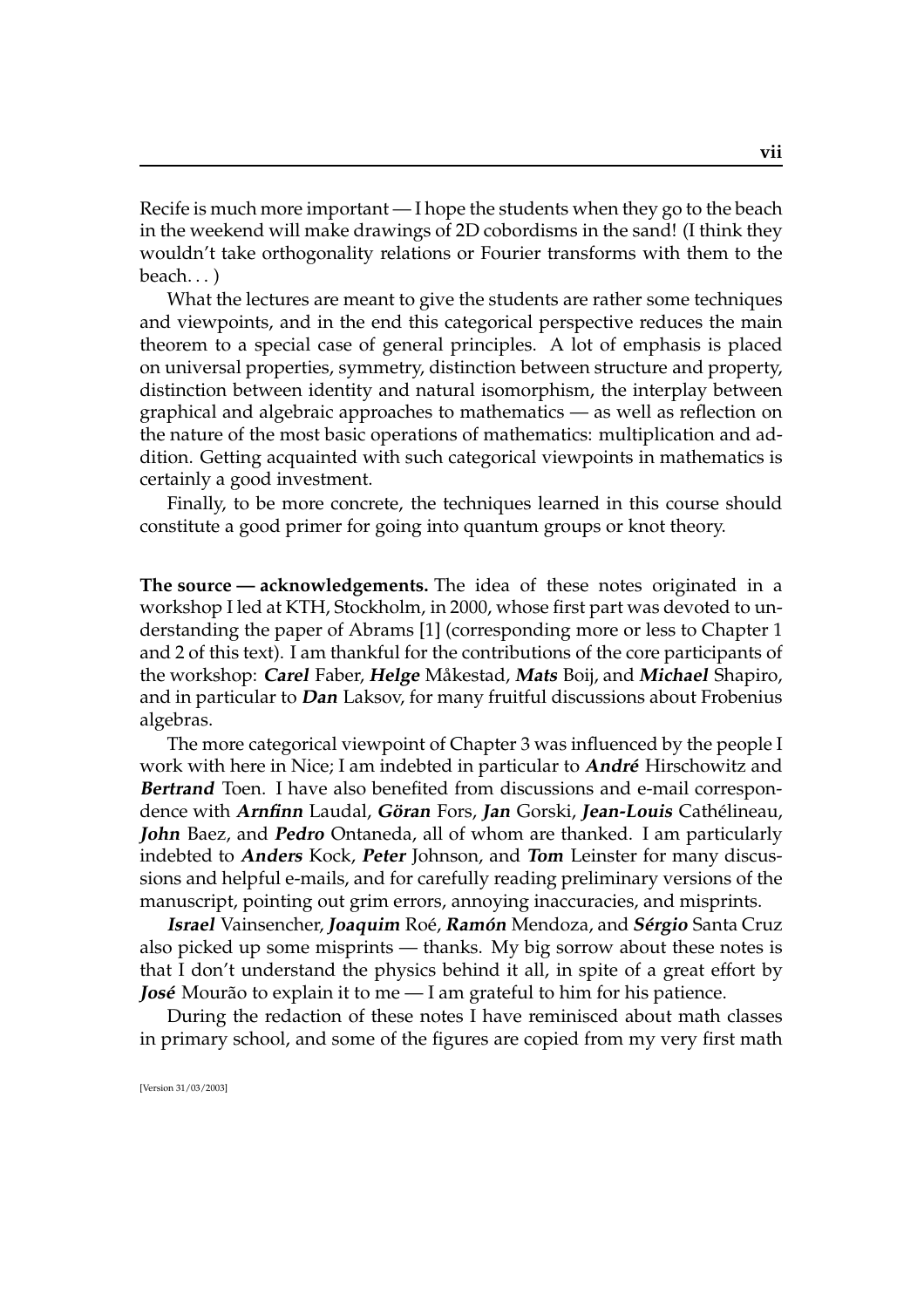Recife is much more important — I hope the students when they go to the beach in the weekend will make drawings of 2D cobordisms in the sand! (I think they wouldn't take orthogonality relations or Fourier transforms with them to the beach. . . )

What the lectures are meant to give the students are rather some techniques and viewpoints, and in the end this categorical perspective reduces the main theorem to a special case of general principles. A lot of emphasis is placed on universal properties, symmetry, distinction between structure and property, distinction between identity and natural isomorphism, the interplay between graphical and algebraic approaches to mathematics — as well as reflection on the nature of the most basic operations of mathematics: multiplication and addition. Getting acquainted with such categorical viewpoints in mathematics is certainly a good investment.

Finally, to be more concrete, the techniques learned in this course should constitute a good primer for going into quantum groups or knot theory.

**The source — acknowledgements.** The idea of these notes originated in a workshop I led at KTH, Stockholm, in 2000, whose first part was devoted to understanding the paper of Abrams [1] (corresponding more or less to Chapter 1 and 2 of this text). I am thankful for the contributions of the core participants of the workshop: ***Carel*** Faber, ***Helge*** Måkestad, ***Mats*** Boij, and ***Michael*** Shapiro, and in particular to ***Dan*** Laksov, for many fruitful discussions about Frobenius algebras.

The more categorical viewpoint of Chapter 3 was influenced by the people I work with here in Nice; I am indebted in particular to ***André*** Hirschowitz and ***Bertrand*** Toen. I have also benefited from discussions and e-mail correspondence with ***Arnfinn*** Laudal, ***Göran*** Fors, ***Jan*** Gorski, ***Jean-Louis*** Cathélineau, ***John*** Baez, and ***Pedro*** Ontaneda, all of whom are thanked. I am particularly indebted to ***Anders*** Kock, ***Peter*** Johnson, and ***Tom*** Leinster for many discussions and helpful e-mails, and for carefully reading preliminary versions of the manuscript, pointing out grim errors, annoying inaccuracies, and misprints.

***Israel*** Vainsencher, ***Joaquim*** Roé, ***Ramón*** Mendoza, and ***Sérgio*** Santa Cruz also picked up some misprints — thanks. My big sorrow about these notes is that I don't understand the physics behind it all, in spite of a great effort by ***José*** Mourão to explain it to me — I am grateful to him for his patience.

During the redaction of these notes I have reminisced about math classes in primary school, and some of the figures are copied from my very first math

[Version 31/03/2003]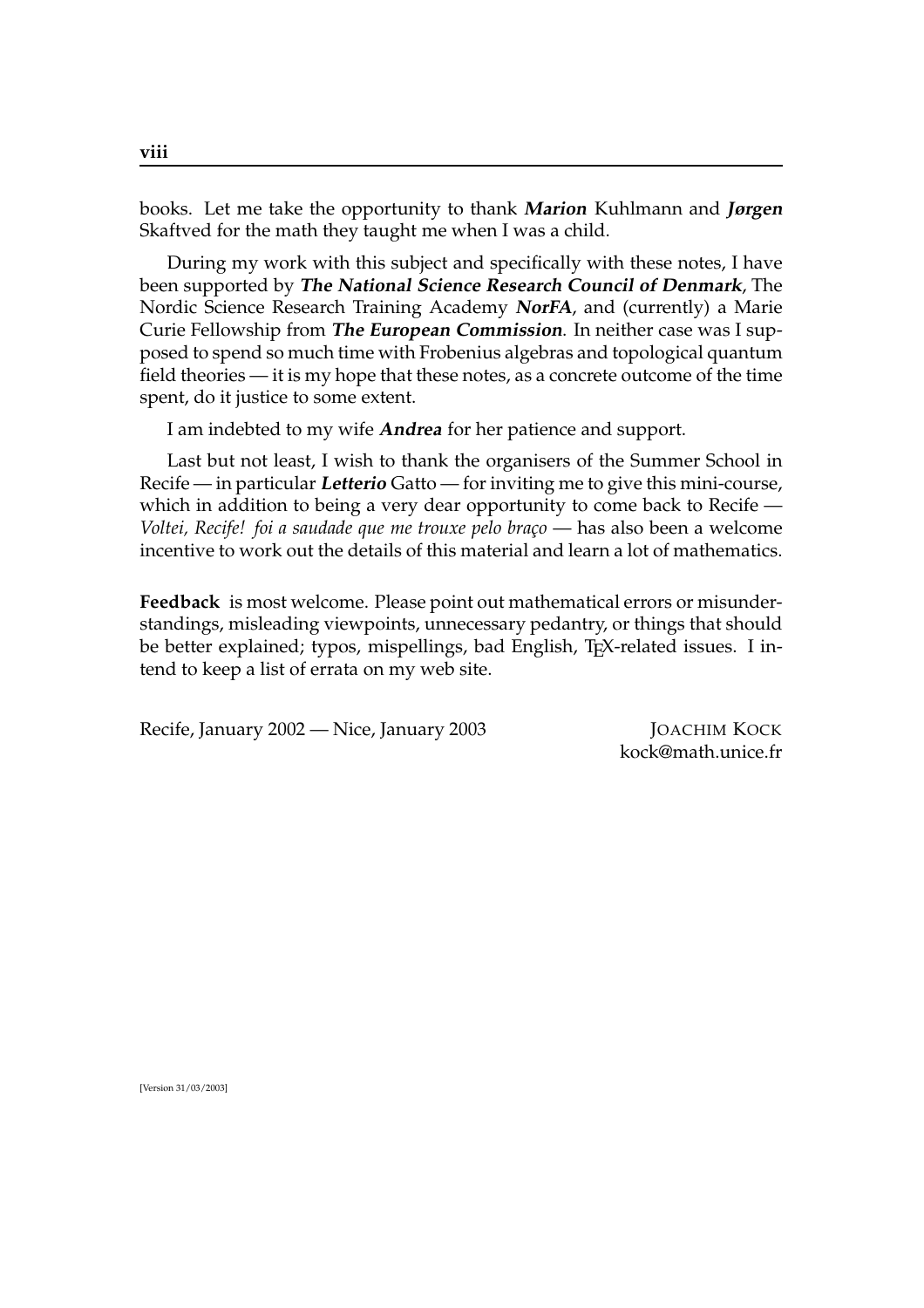books. Let me take the opportunity to thank ***Marion*** Kuhlmann and ***Jørgen*** Skaftved for the math they taught me when I was a child.

During my work with this subject and specifically with these notes, I have been supported by ***The National Science Research Council of Denmark***, The Nordic Science Research Training Academy ***NorFA***, and (currently) a Marie Curie Fellowship from ***The European Commission***. In neither case was I supposed to spend so much time with Frobenius algebras and topological quantum field theories — it is my hope that these notes, as a concrete outcome of the time spent, do it justice to some extent.

I am indebted to my wife ***Andrea*** for her patience and support.

Last but not least, I wish to thank the organisers of the Summer School in Recife — in particular ***Letterio*** Gatto — for inviting me to give this mini-course, which in addition to being a very dear opportunity to come back to Recife — *Voltei, Recife! foi a saudade que me trouxe pelo braço* — has also been a welcome incentive to work out the details of this material and learn a lot of mathematics.

**Feedback** is most welcome. Please point out mathematical errors or misunderstandings, misleading viewpoints, unnecessary pedantry, or things that should be better explained; typos, mispellings, bad English, TEX-related issues. I intend to keep a list of errata on my web site.

Recife, January 2002 — Nice, January 2003

JOACHIM KOCK
kock@math.unice.fr

[Version 31/03/2003]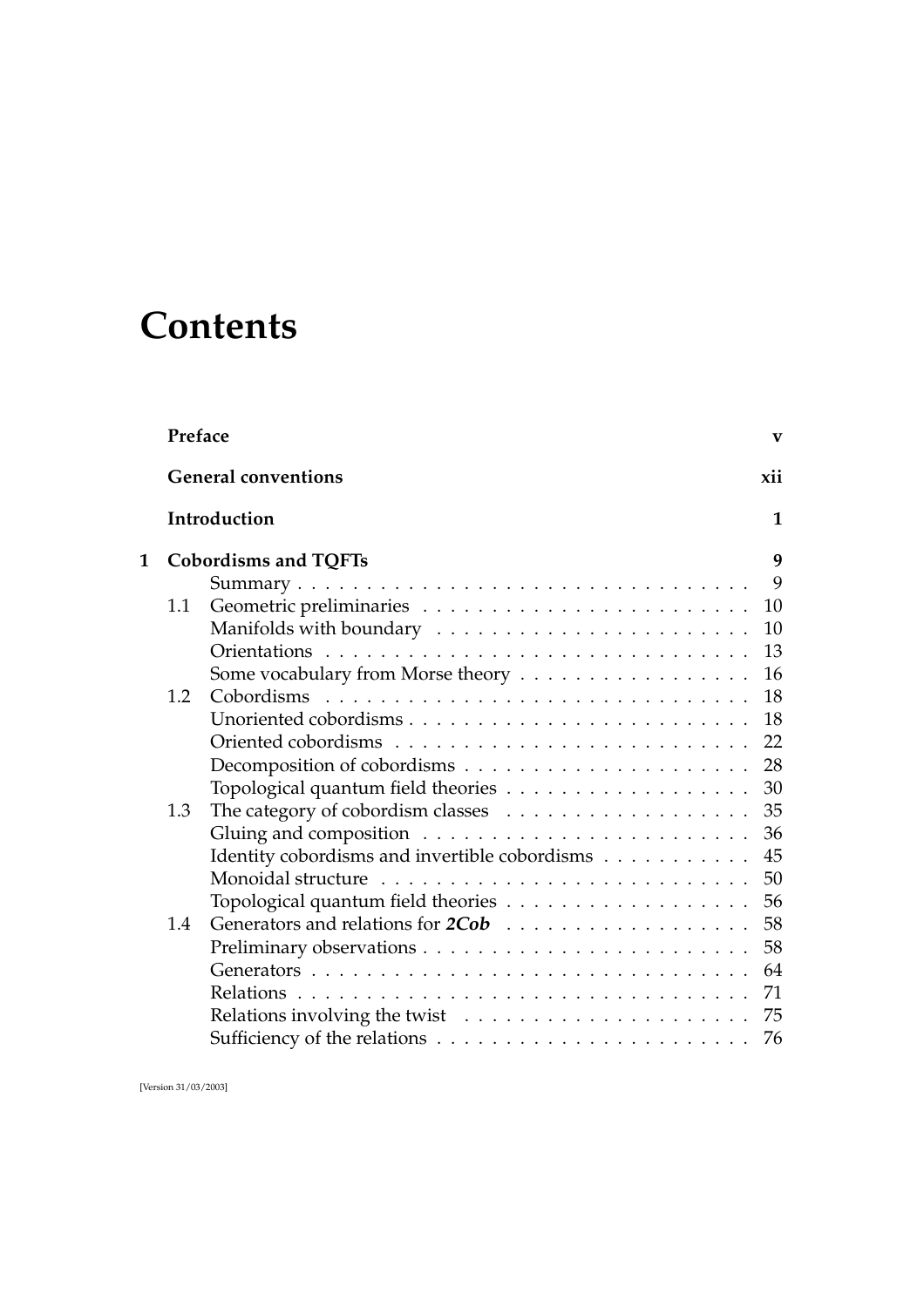# Contents

| | | |
|---|---|---|
| | **Preface** | **v** |
| | **General conventions** | **xii** |
| | **Introduction** | **1** |
| **1** | **Cobordisms and TQFTs** | **9** |
| | Summary | 9 |
| 1.1 | Geometric preliminaries | 10 |
| | Manifolds with boundary | 10 |
| | Orientations | 13 |
| | Some vocabulary from Morse theory | 16 |
| 1.2 | Cobordisms | 18 |
| | Unoriented cobordisms | 18 |
| | Oriented cobordisms | 22 |
| | Decomposition of cobordisms | 28 |
| | Topological quantum field theories | 30 |
| 1.3 | The category of cobordism classes | 35 |
| | Gluing and composition | 36 |
| | Identity cobordisms and invertible cobordisms | 45 |
| | Monoidal structure | 50 |
| | Topological quantum field theories | 56 |
| 1.4 | Generators and relations for ***2Cob*** | 58 |
| | Preliminary observations | 58 |
| | Generators | 64 |
| | Relations | 71 |
| | Relations involving the twist | 75 |
| | Sufficiency of the relations | 76 |

[Version 31/03/2003]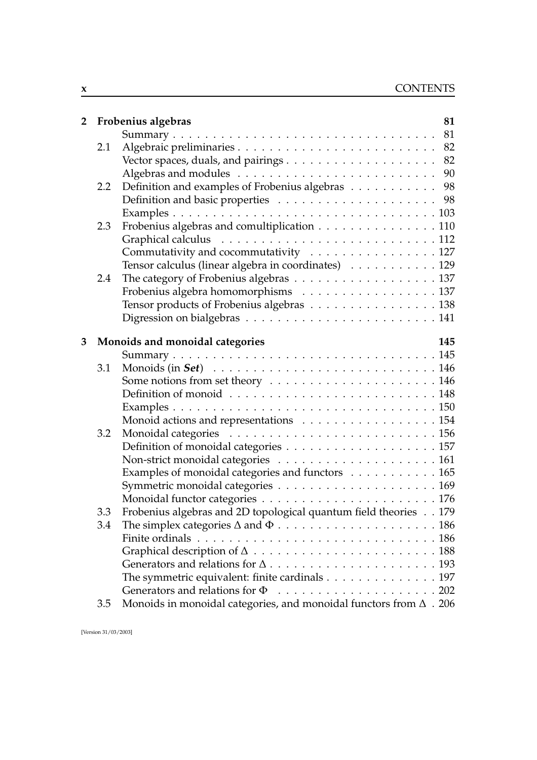**2 Frobenius algebras** **81**

- Summary . . . 81
- 2.1 Algebraic preliminaries . . . 82
  - Vector spaces, duals, and pairings . . . 82
  - Algebras and modules . . . 90
- 2.2 Definition and examples of Frobenius algebras . . . 98
  - Definition and basic properties . . . 98
  - Examples . . . 103
- 2.3 Frobenius algebras and comultiplication . . . 110
  - Graphical calculus . . . 112
  - Commutativity and cocommutativity . . . 127
  - Tensor calculus (linear algebra in coordinates) . . . 129
- 2.4 The category of Frobenius algebras . . . 137
  - Frobenius algebra homomorphisms . . . 137
  - Tensor products of Frobenius algebras . . . 138
  - Digression on bialgebras . . . 141

**3 Monoids and monoidal categories** **145**

- Summary . . . 145
- 3.1 Monoids (in ***Set***) . . . 146
  - Some notions from set theory . . . 146
  - Definition of monoid . . . 148
  - Examples . . . 150
  - Monoid actions and representations . . . 154
- 3.2 Monoidal categories . . . 156
  - Definition of monoidal categories . . . 157
  - Non-strict monoidal categories . . . 161
  - Examples of monoidal categories and functors . . . 165
  - Symmetric monoidal categories . . . 169
  - Monoidal functor categories . . . 176
- 3.3 Frobenius algebras and 2D topological quantum field theories . . . 179
- 3.4 The simplex categories $\Delta$ and $\Phi$ . . . 186
  - Finite ordinals . . . 186
  - Graphical description of $\Delta$ . . . 188
  - Generators and relations for $\Delta$ . . . 193
  - The symmetric equivalent: finite cardinals . . . 197
  - Generators and relations for $\Phi$ . . . 202
- 3.5 Monoids in monoidal categories, and monoidal functors from $\Delta$ . 206

[Version 31/03/2003]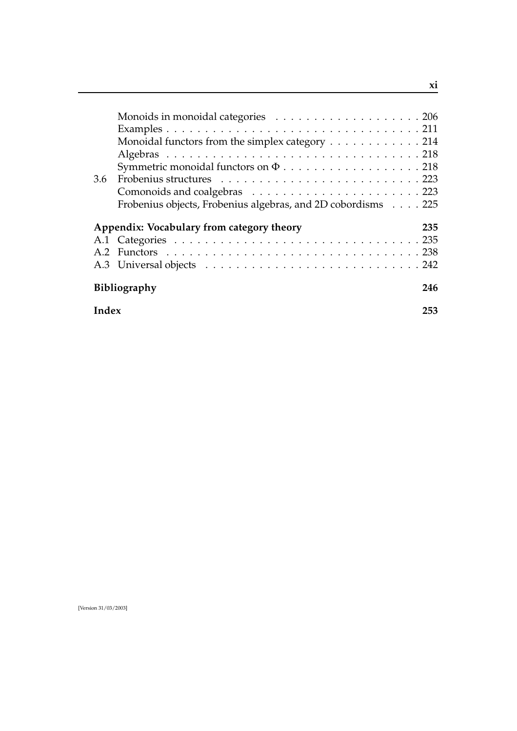- Monoids in monoidal categories . . . 206
- Examples . . . 211
- Monoidal functors from the simplex category . . . 214
- Algebras . . . 218
- Symmetric monoidal functors on $\Phi$ . . . 218

3.6 Frobenius structures . . . 223

- Comonoids and coalgebras . . . 223
- Frobenius objects, Frobenius algebras, and 2D cobordisms . . . 225

**Appendix: Vocabulary from category theory** **235**

A.1 Categories . . . 235

A.2 Functors . . . 238

A.3 Universal objects . . . 242

**Bibliography** **246**

**Index** **253**

[Version 31/03/2003]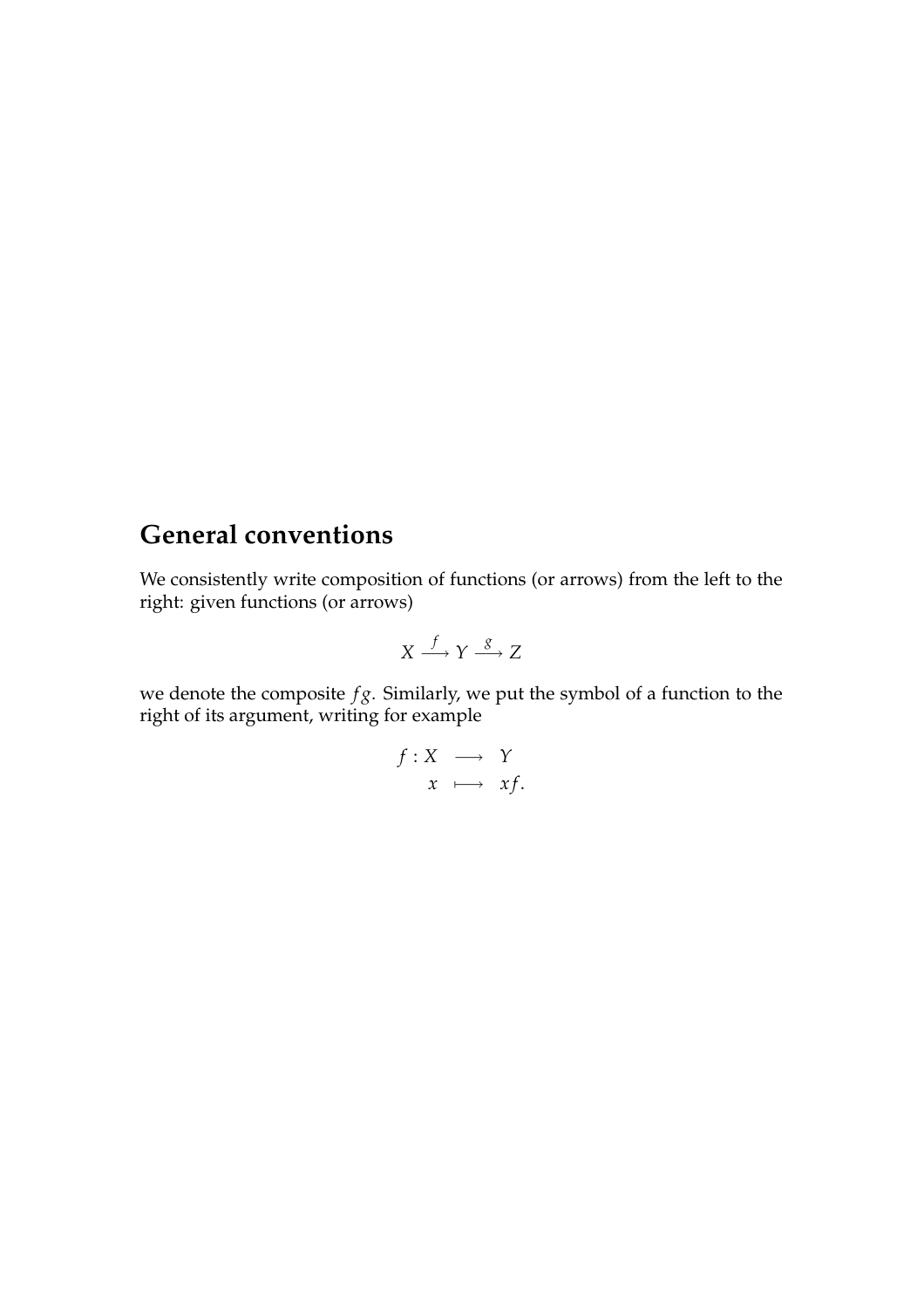# General conventions

We consistently write composition of functions (or arrows) from the left to the right: given functions (or arrows)

$$X \xrightarrow{f} Y \xrightarrow{g} Z$$

we denote the composite $fg$. Similarly, we put the symbol of a function to the right of its argument, writing for example

$$\begin{aligned} f : X &\longrightarrow Y \\ x &\longmapsto xf. \end{aligned}$$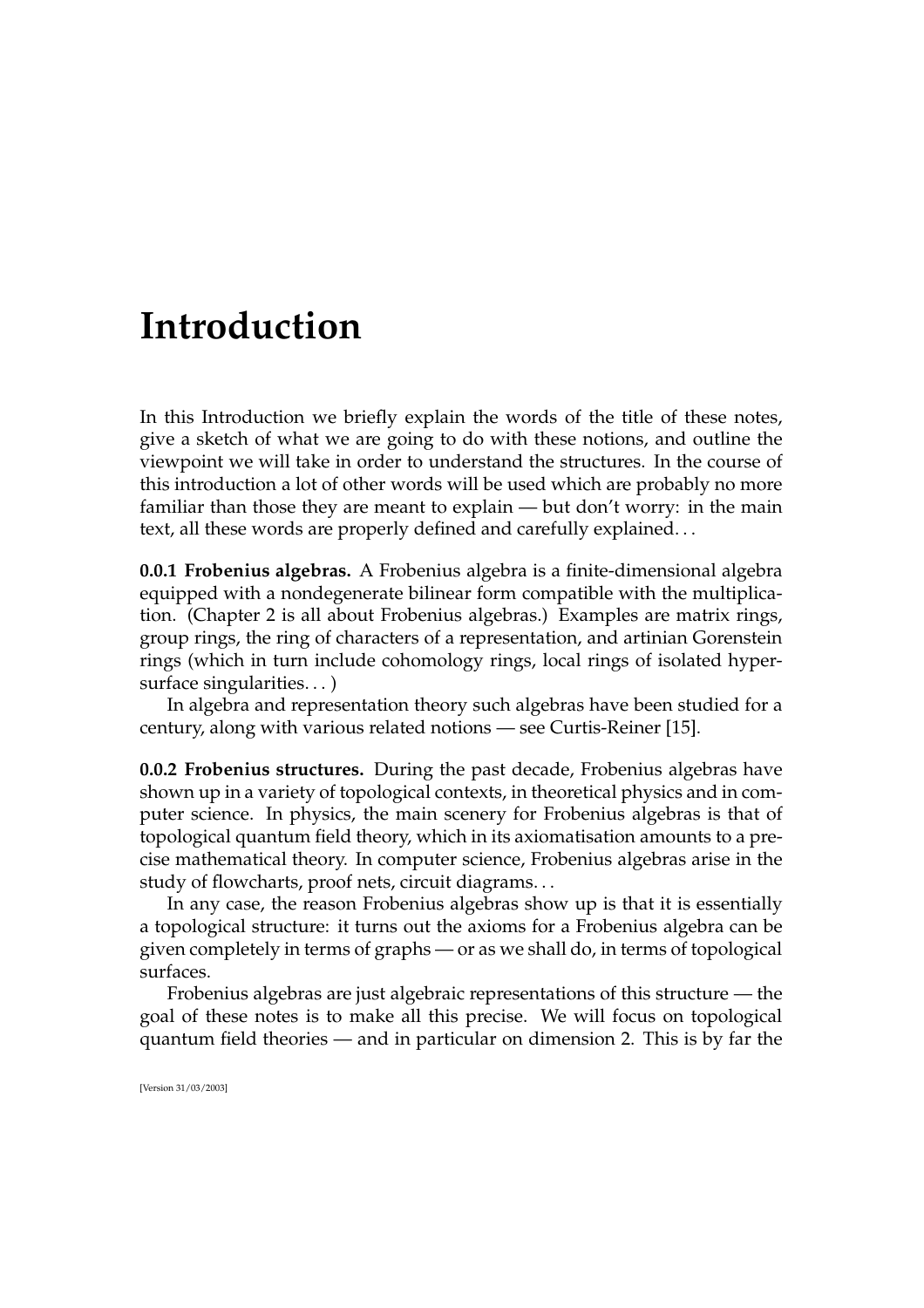# Introduction

In this Introduction we briefly explain the words of the title of these notes, give a sketch of what we are going to do with these notions, and outline the viewpoint we will take in order to understand the structures. In the course of this introduction a lot of other words will be used which are probably no more familiar than those they are meant to explain — but don't worry: in the main text, all these words are properly defined and carefully explained. . .

**0.0.1 Frobenius algebras.** A Frobenius algebra is a finite-dimensional algebra equipped with a nondegenerate bilinear form compatible with the multiplication. (Chapter 2 is all about Frobenius algebras.) Examples are matrix rings, group rings, the ring of characters of a representation, and artinian Gorenstein rings (which in turn include cohomology rings, local rings of isolated hypersurface singularities. . . )

In algebra and representation theory such algebras have been studied for a century, along with various related notions — see Curtis-Reiner [15].

**0.0.2 Frobenius structures.** During the past decade, Frobenius algebras have shown up in a variety of topological contexts, in theoretical physics and in computer science. In physics, the main scenery for Frobenius algebras is that of topological quantum field theory, which in its axiomatisation amounts to a precise mathematical theory. In computer science, Frobenius algebras arise in the study of flowcharts, proof nets, circuit diagrams. . .

In any case, the reason Frobenius algebras show up is that it is essentially a topological structure: it turns out the axioms for a Frobenius algebra can be given completely in terms of graphs — or as we shall do, in terms of topological surfaces.

Frobenius algebras are just algebraic representations of this structure — the goal of these notes is to make all this precise. We will focus on topological quantum field theories — and in particular on dimension 2. This is by far the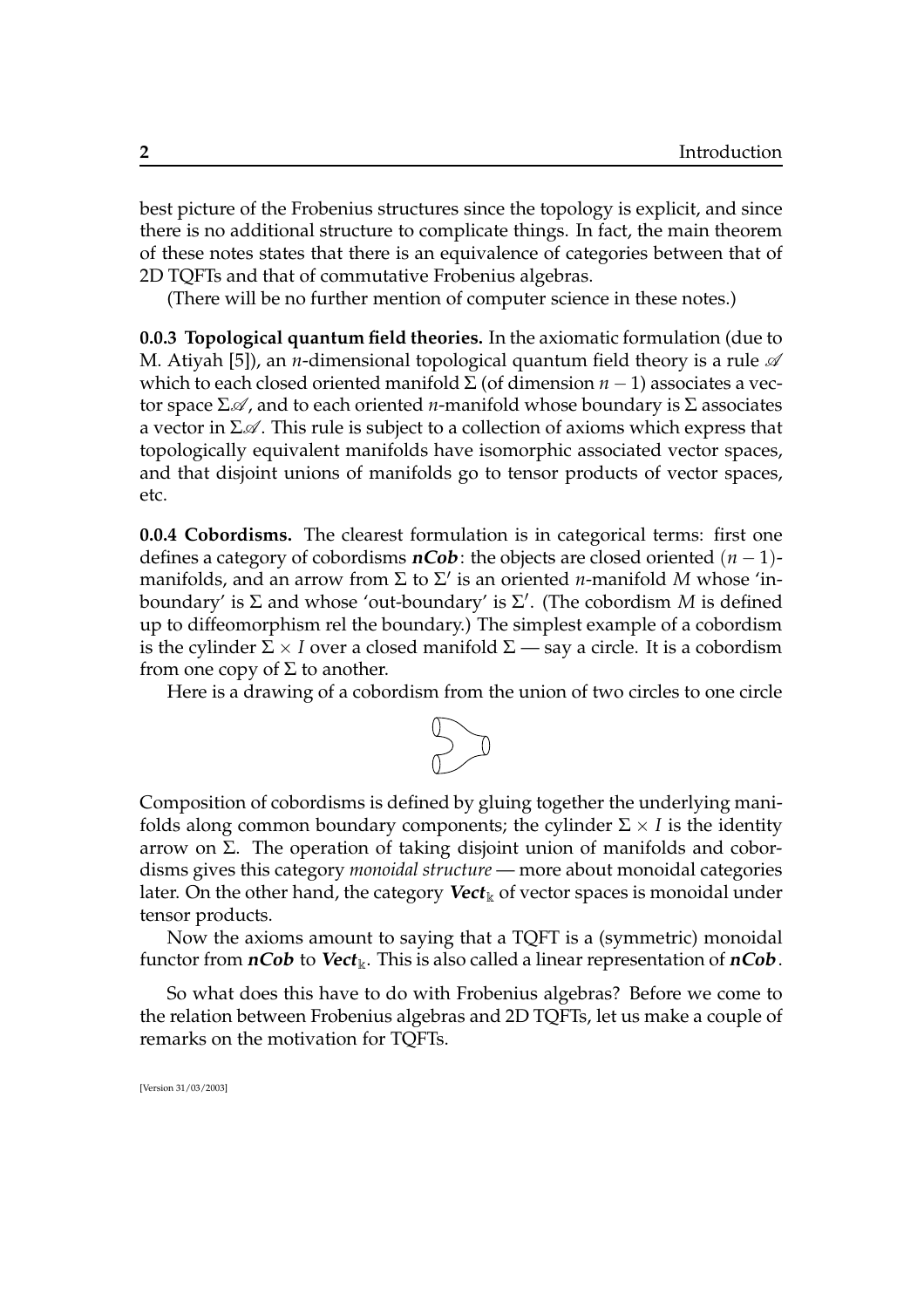best picture of the Frobenius structures since the topology is explicit, and since there is no additional structure to complicate things. In fact, the main theorem of these notes states that there is an equivalence of categories between that of 2D TQFTs and that of commutative Frobenius algebras.

(There will be no further mention of computer science in these notes.)

**0.0.3 Topological quantum field theories.** In the axiomatic formulation (due to M. Atiyah [5]), an $n$-dimensional topological quantum field theory is a rule $\mathscr{A}$ which to each closed oriented manifold $\Sigma$ (of dimension $n-1$) associates a vector space $\Sigma\mathscr{A}$, and to each oriented $n$-manifold whose boundary is $\Sigma$ associates a vector in $\Sigma\mathscr{A}$. This rule is subject to a collection of axioms which express that topologically equivalent manifolds have isomorphic associated vector spaces, and that disjoint unions of manifolds go to tensor products of vector spaces, etc.

**0.0.4 Cobordisms.** The clearest formulation is in categorical terms: first one defines a category of cobordisms ***nCob***: the objects are closed oriented $(n-1)$-manifolds, and an arrow from $\Sigma$ to $\Sigma'$ is an oriented $n$-manifold $M$ whose 'in-boundary' is $\Sigma$ and whose 'out-boundary' is $\Sigma'$. (The cobordism $M$ is defined up to diffeomorphism rel the boundary.) The simplest example of a cobordism is the cylinder $\Sigma \times I$ over a closed manifold $\Sigma$ — say a circle. It is a cobordism from one copy of $\Sigma$ to another.

Here is a drawing of a cobordism from the union of two circles to one circle

Composition of cobordisms is defined by gluing together the underlying manifolds along common boundary components; the cylinder $\Sigma \times I$ is the identity arrow on $\Sigma$. The operation of taking disjoint union of manifolds and cobordisms gives this category *monoidal structure* — more about monoidal categories later. On the other hand, the category $\boldsymbol{Vect}_{\Bbbk}$ of vector spaces is monoidal under tensor products.

Now the axioms amount to saying that a TQFT is a (symmetric) monoidal functor from ***nCob*** to $\boldsymbol{Vect}_{\Bbbk}$. This is also called a linear representation of ***nCob***.

So what does this have to do with Frobenius algebras? Before we come to the relation between Frobenius algebras and 2D TQFTs, let us make a couple of remarks on the motivation for TQFTs.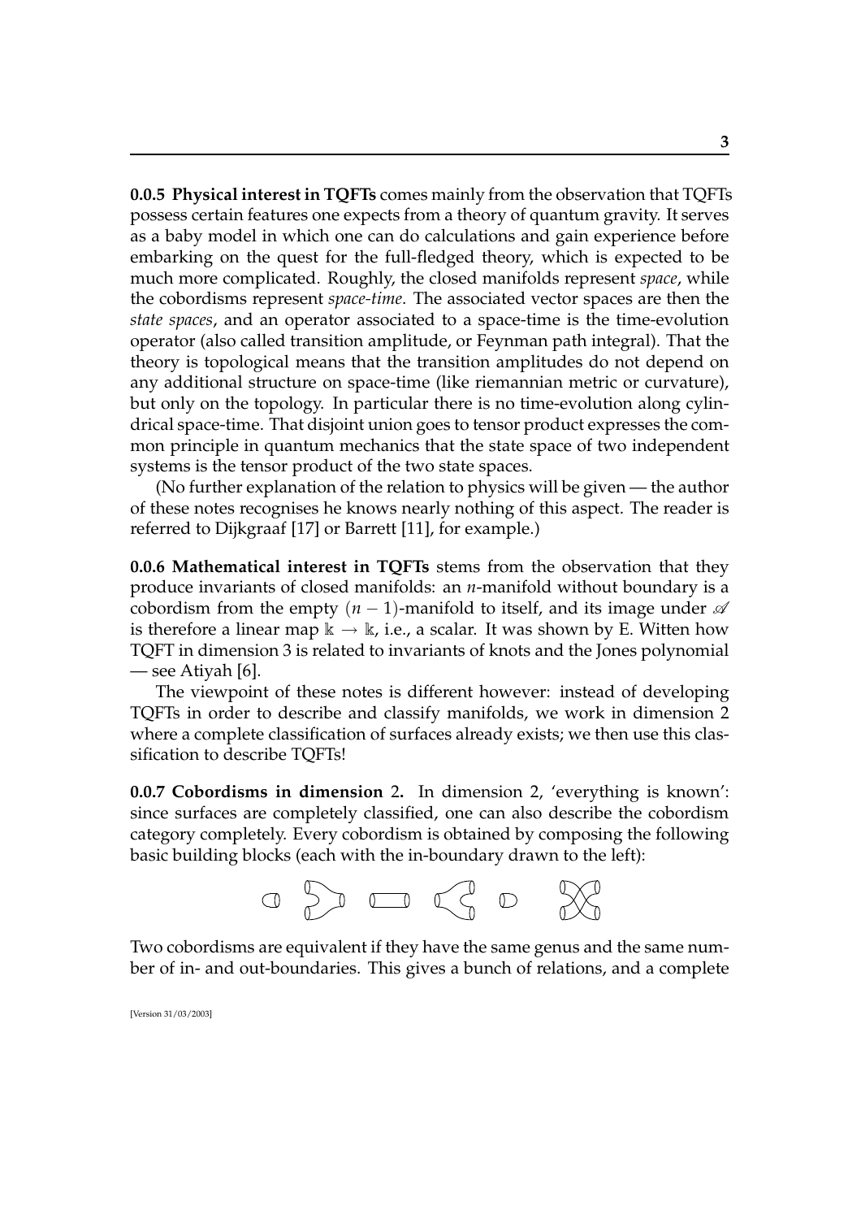**0.0.5 Physical interest in TQFTs** comes mainly from the observation that TQFTs possess certain features one expects from a theory of quantum gravity. It serves as a baby model in which one can do calculations and gain experience before embarking on the quest for the full-fledged theory, which is expected to be much more complicated. Roughly, the closed manifolds represent *space*, while the cobordisms represent *space-time*. The associated vector spaces are then the *state spaces*, and an operator associated to a space-time is the time-evolution operator (also called transition amplitude, or Feynman path integral). That the theory is topological means that the transition amplitudes do not depend on any additional structure on space-time (like riemannian metric or curvature), but only on the topology. In particular there is no time-evolution along cylindrical space-time. That disjoint union goes to tensor product expresses the common principle in quantum mechanics that the state space of two independent systems is the tensor product of the two state spaces.

(No further explanation of the relation to physics will be given — the author of these notes recognises he knows nearly nothing of this aspect. The reader is referred to Dijkgraaf [17] or Barrett [11], for example.)

**0.0.6 Mathematical interest in TQFTs** stems from the observation that they produce invariants of closed manifolds: an $n$-manifold without boundary is a cobordism from the empty $(n-1)$-manifold to itself, and its image under $\mathscr{A}$ is therefore a linear map $\Bbbk \to \Bbbk$, i.e., a scalar. It was shown by E. Witten how TQFT in dimension 3 is related to invariants of knots and the Jones polynomial — see Atiyah [6].

The viewpoint of these notes is different however: instead of developing TQFTs in order to describe and classify manifolds, we work in dimension 2 where a complete classification of surfaces already exists; we then use this classification to describe TQFTs!

**0.0.7 Cobordisms in dimension 2.** In dimension 2, 'everything is known': since surfaces are completely classified, one can also describe the cobordism category completely. Every cobordism is obtained by composing the following basic building blocks (each with the in-boundary drawn to the left):

Two cobordisms are equivalent if they have the same genus and the same number of in- and out-boundaries. This gives a bunch of relations, and a complete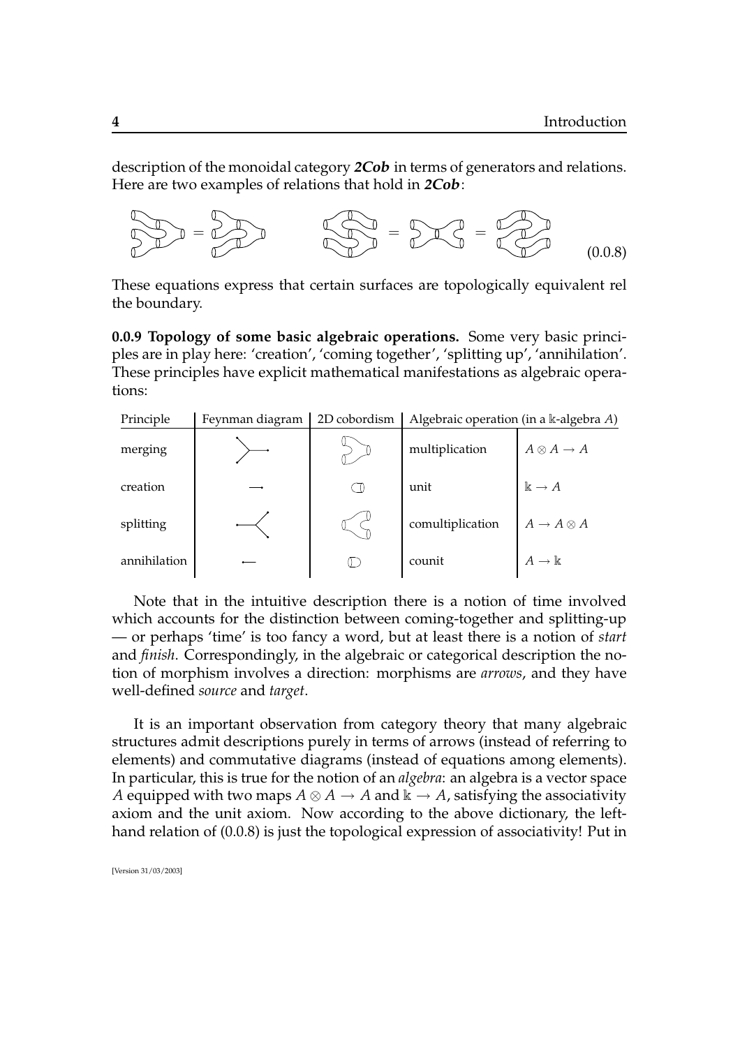description of the monoidal category ***2Cob*** in terms of generators and relations. Here are two examples of relations that hold in ***2Cob***:

$$(0.0.8)$$

These equations express that certain surfaces are topologically equivalent rel the boundary.

**0.0.9 Topology of some basic algebraic operations.** Some very basic principles are in play here: 'creation', 'coming together', 'splitting up', 'annihilation'. These principles have explicit mathematical manifestations as algebraic operations:

| Principle | Feynman diagram | 2D cobordism | Algebraic operation (in a $\Bbbk$-algebra $A$) | |
|---|---|---|---|---|
| merging | | | multiplication | $A \otimes A \to A$ |
| creation | | | unit | $\Bbbk \to A$ |
| splitting | | | comultiplication | $A \to A \otimes A$ |
| annihilation | | | counit | $A \to \Bbbk$ |

Note that in the intuitive description there is a notion of time involved which accounts for the distinction between coming-together and splitting-up — or perhaps 'time' is too fancy a word, but at least there is a notion of *start* and *finish*. Correspondingly, in the algebraic or categorical description the notion of morphism involves a direction: morphisms are *arrows*, and they have well-defined *source* and *target*.

It is an important observation from category theory that many algebraic structures admit descriptions purely in terms of arrows (instead of referring to elements) and commutative diagrams (instead of equations among elements). In particular, this is true for the notion of an *algebra*: an algebra is a vector space $A$ equipped with two maps $A \otimes A \to A$ and $\Bbbk \to A$, satisfying the associativity axiom and the unit axiom. Now according to the above dictionary, the left-hand relation of (0.0.8) is just the topological expression of associativity! Put in

[Version 31/03/2003]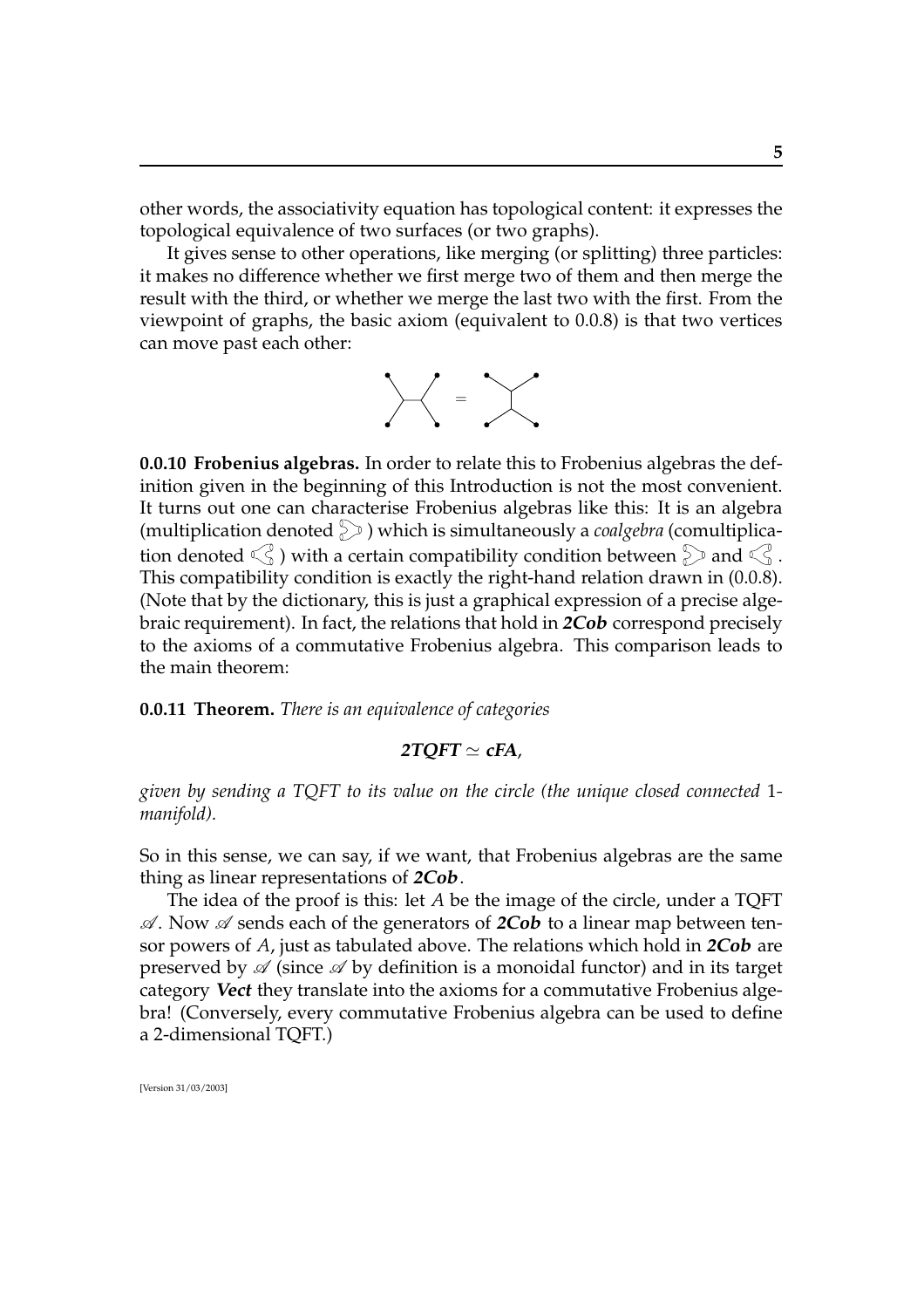other words, the associativity equation has topological content: it expresses the topological equivalence of two surfaces (or two graphs).

It gives sense to other operations, like merging (or splitting) three particles: it makes no difference whether we first merge two of them and then merge the result with the third, or whether we merge the last two with the first. From the viewpoint of graphs, the basic axiom (equivalent to 0.0.8) is that two vertices can move past each other:

**0.0.10 Frobenius algebras.** In order to relate this to Frobenius algebras the definition given in the beginning of this Introduction is not the most convenient. It turns out one can characterise Frobenius algebras like this: It is an algebra (multiplication denoted ) which is simultaneously a *coalgebra* (comultiplication denoted ) with a certain compatibility condition between and . This compatibility condition is exactly the right-hand relation drawn in (0.0.8). (Note that by the dictionary, this is just a graphical expression of a precise algebraic requirement). In fact, the relations that hold in ***2Cob*** correspond precisely to the axioms of a commutative Frobenius algebra. This comparison leads to the main theorem:

**0.0.11 Theorem.** *There is an equivalence of categories*

$$\textbf{\textit{2TQFT}} \simeq \textbf{\textit{cFA}},$$

*given by sending a TQFT to its value on the circle (the unique closed connected 1-manifold).*

So in this sense, we can say, if we want, that Frobenius algebras are the same thing as linear representations of ***2Cob***.

The idea of the proof is this: let $A$ be the image of the circle, under a TQFT $\mathscr{A}$. Now $\mathscr{A}$ sends each of the generators of ***2Cob*** to a linear map between tensor powers of $A$, just as tabulated above. The relations which hold in ***2Cob*** are preserved by $\mathscr{A}$ (since $\mathscr{A}$ by definition is a monoidal functor) and in its target category ***Vect*** they translate into the axioms for a commutative Frobenius algebra! (Conversely, every commutative Frobenius algebra can be used to define a 2-dimensional TQFT.)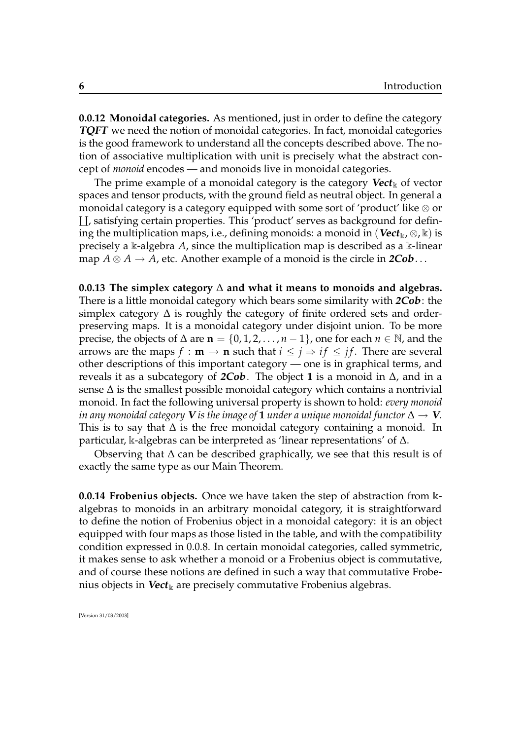**0.0.12 Monoidal categories.** As mentioned, just in order to define the category ***TQFT*** we need the notion of monoidal categories. In fact, monoidal categories is the good framework to understand all the concepts described above. The notion of associative multiplication with unit is precisely what the abstract concept of *monoid* encodes — and monoids live in monoidal categories.

The prime example of a monoidal category is the category $\textbf{\textit{Vect}}_{\Bbbk}$ of vector spaces and tensor products, with the ground field as neutral object. In general a monoidal category is a category equipped with some sort of 'product' like $\otimes$ or $\coprod$, satisfying certain properties. This 'product' serves as background for defining the multiplication maps, i.e., defining monoids: a monoid in $(\textbf{\textit{Vect}}_{\Bbbk}, \otimes, \Bbbk)$ is precisely a $\Bbbk$-algebra $A$, since the multiplication map is described as a $\Bbbk$-linear map $A \otimes A \to A$, etc. Another example of a monoid is the circle in ***2Cob***. . .

**0.0.13 The simplex category $\Delta$ and what it means to monoids and algebras.** There is a little monoidal category which bears some similarity with ***2Cob***: the simplex category $\Delta$ is roughly the category of finite ordered sets and order-preserving maps. It is a monoidal category under disjoint union. To be more precise, the objects of $\Delta$ are $\mathbf{n} = \{0, 1, 2, \ldots, n-1\}$, one for each $n \in \mathbb{N}$, and the arrows are the maps $f : \mathbf{m} \to \mathbf{n}$ such that $i \leq j \Rightarrow if \leq jf$. There are several other descriptions of this important category — one is in graphical terms, and reveals it as a subcategory of ***2Cob***. The object $\mathbf{1}$ is a monoid in $\Delta$, and in a sense $\Delta$ is the smallest possible monoidal category which contains a nontrivial monoid. In fact the following universal property is shown to hold: *every monoid in any monoidal category* $\boldsymbol{V}$ *is the image of* $\mathbf{1}$ *under a unique monoidal functor* $\Delta \to \boldsymbol{V}$. This is to say that $\Delta$ is the free monoidal category containing a monoid. In particular, $\Bbbk$-algebras can be interpreted as 'linear representations' of $\Delta$.

Observing that $\Delta$ can be described graphically, we see that this result is of exactly the same type as our Main Theorem.

**0.0.14 Frobenius objects.** Once we have taken the step of abstraction from $\Bbbk$-algebras to monoids in an arbitrary monoidal category, it is straightforward to define the notion of Frobenius object in a monoidal category: it is an object equipped with four maps as those listed in the table, and with the compatibility condition expressed in 0.0.8. In certain monoidal categories, called symmetric, it makes sense to ask whether a monoid or a Frobenius object is commutative, and of course these notions are defined in such a way that commutative Frobenius objects in $\textbf{\textit{Vect}}_{\Bbbk}$ are precisely commutative Frobenius algebras.

[Version 31/03/2003]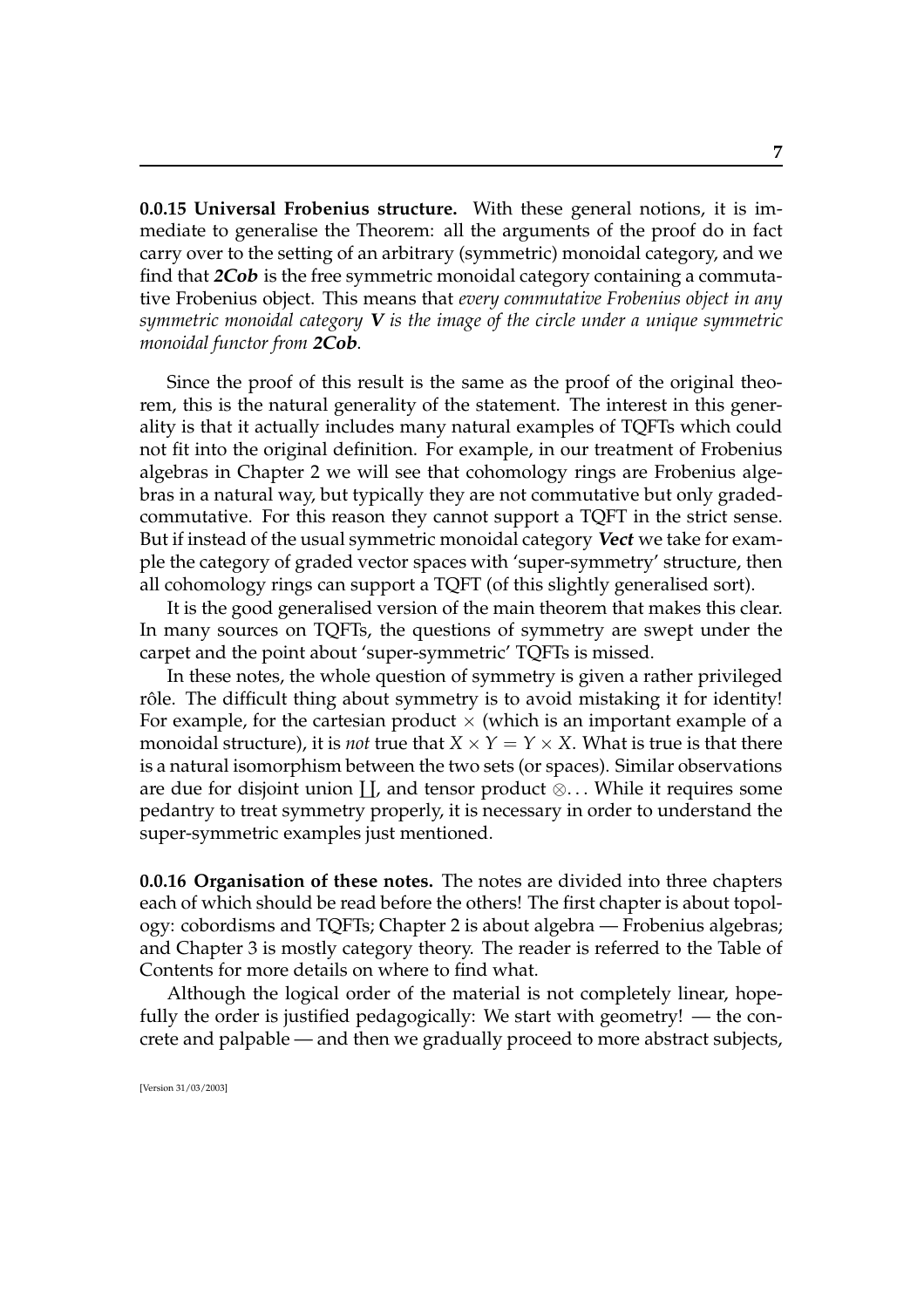**0.0.15 Universal Frobenius structure.** With these general notions, it is immediate to generalise the Theorem: all the arguments of the proof do in fact carry over to the setting of an arbitrary (symmetric) monoidal category, and we find that ***2Cob*** is the free symmetric monoidal category containing a commutative Frobenius object. This means that *every commutative Frobenius object in any symmetric monoidal category* $\boldsymbol{V}$ *is the image of the circle under a unique symmetric monoidal functor from* ***2Cob***.

Since the proof of this result is the same as the proof of the original theorem, this is the natural generality of the statement. The interest in this generality is that it actually includes many natural examples of TQFTs which could not fit into the original definition. For example, in our treatment of Frobenius algebras in Chapter 2 we will see that cohomology rings are Frobenius algebras in a natural way, but typically they are not commutative but only graded-commutative. For this reason they cannot support a TQFT in the strict sense. But if instead of the usual symmetric monoidal category ***Vect*** we take for example the category of graded vector spaces with 'super-symmetry' structure, then all cohomology rings can support a TQFT (of this slightly generalised sort).

It is the good generalised version of the main theorem that makes this clear. In many sources on TQFTs, the questions of symmetry are swept under the carpet and the point about 'super-symmetric' TQFTs is missed.

In these notes, the whole question of symmetry is given a rather privileged rôle. The difficult thing about symmetry is to avoid mistaking it for identity! For example, for the cartesian product $\times$ (which is an important example of a monoidal structure), it is *not* true that $X \times Y = Y \times X$. What is true is that there is a natural isomorphism between the two sets (or spaces). Similar observations are due for disjoint union $\coprod$, and tensor product $\otimes$... While it requires some pedantry to treat symmetry properly, it is necessary in order to understand the super-symmetric examples just mentioned.

**0.0.16 Organisation of these notes.** The notes are divided into three chapters each of which should be read before the others! The first chapter is about topology: cobordisms and TQFTs; Chapter 2 is about algebra — Frobenius algebras; and Chapter 3 is mostly category theory. The reader is referred to the Table of Contents for more details on where to find what.

Although the logical order of the material is not completely linear, hopefully the order is justified pedagogically: We start with geometry! — the concrete and palpable — and then we gradually proceed to more abstract subjects,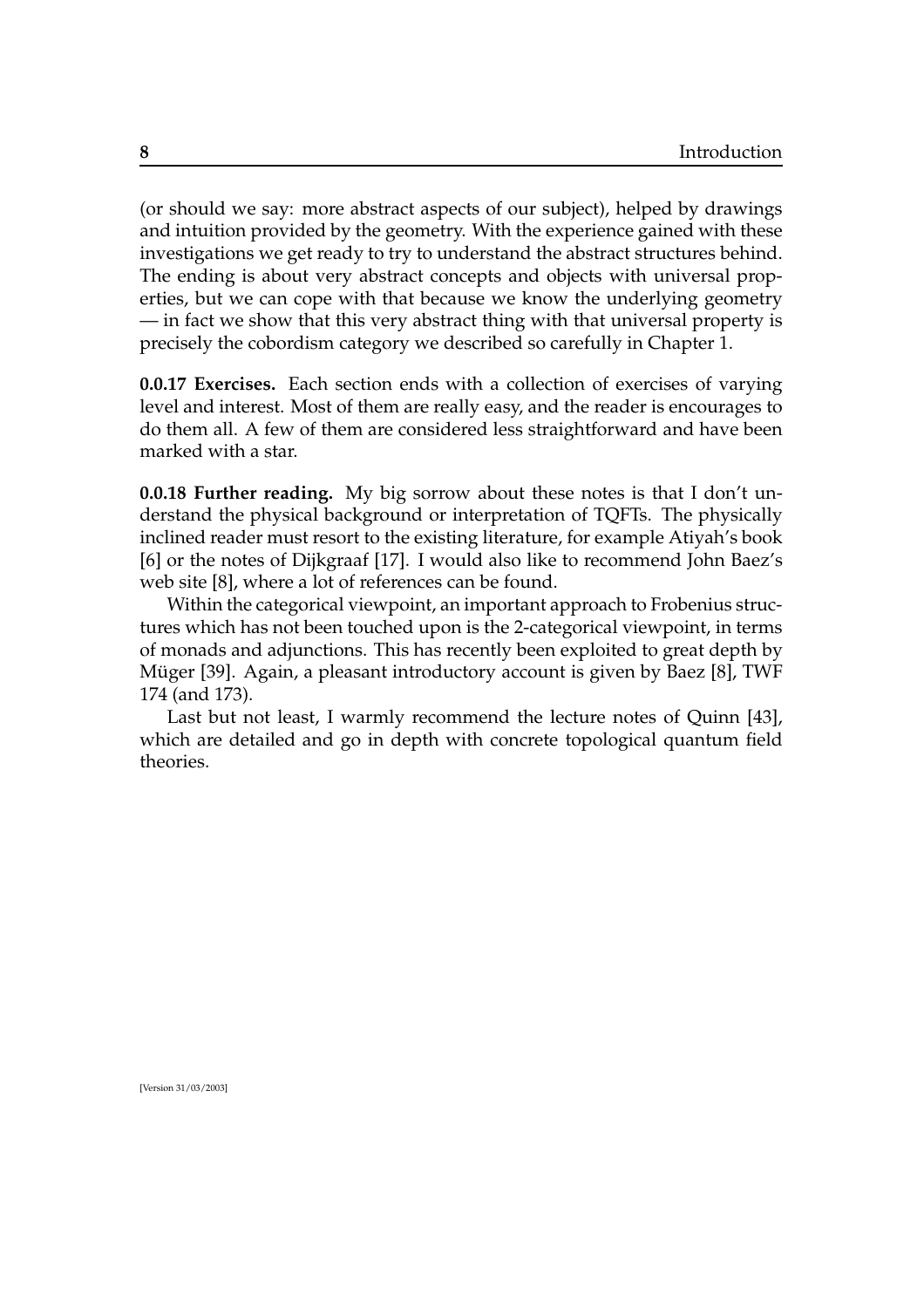(or should we say: more abstract aspects of our subject), helped by drawings and intuition provided by the geometry. With the experience gained with these investigations we get ready to try to understand the abstract structures behind. The ending is about very abstract concepts and objects with universal properties, but we can cope with that because we know the underlying geometry — in fact we show that this very abstract thing with that universal property is precisely the cobordism category we described so carefully in Chapter 1.

**0.0.17 Exercises.** Each section ends with a collection of exercises of varying level and interest. Most of them are really easy, and the reader is encourages to do them all. A few of them are considered less straightforward and have been marked with a star.

**0.0.18 Further reading.** My big sorrow about these notes is that I don't understand the physical background or interpretation of TQFTs. The physically inclined reader must resort to the existing literature, for example Atiyah's book [6] or the notes of Dijkgraaf [17]. I would also like to recommend John Baez's web site [8], where a lot of references can be found.

Within the categorical viewpoint, an important approach to Frobenius structures which has not been touched upon is the 2-categorical viewpoint, in terms of monads and adjunctions. This has recently been exploited to great depth by Müger [39]. Again, a pleasant introductory account is given by Baez [8], TWF 174 (and 173).

Last but not least, I warmly recommend the lecture notes of Quinn [43], which are detailed and go in depth with concrete topological quantum field theories.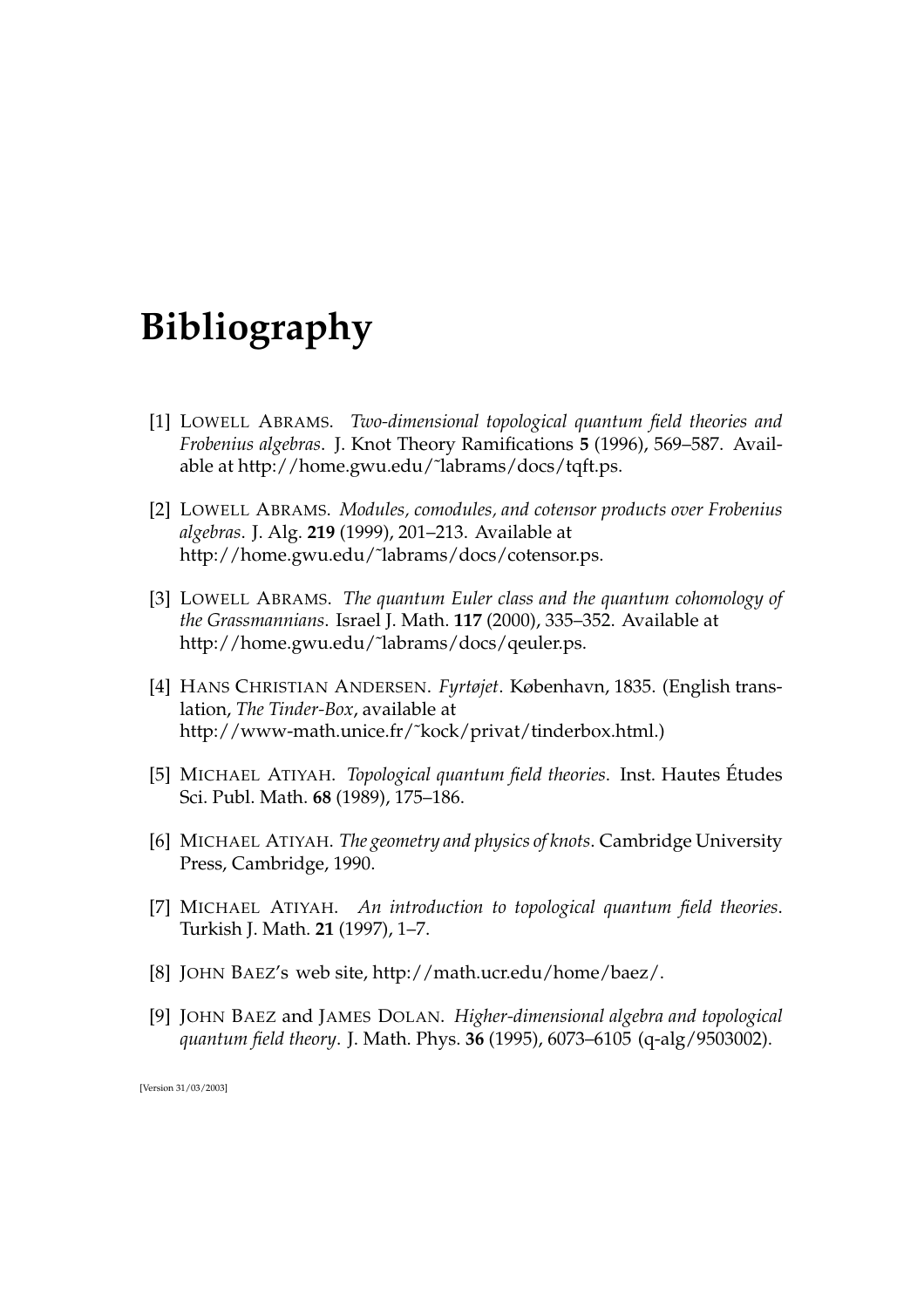# Bibliography

[1] LOWELL ABRAMS. *Two-dimensional topological quantum field theories and Frobenius algebras*. J. Knot Theory Ramifications **5** (1996), 569–587. Available at http://home.gwu.edu/~labrams/docs/tqft.ps.

[2] LOWELL ABRAMS. *Modules, comodules, and cotensor products over Frobenius algebras*. J. Alg. **219** (1999), 201–213. Available at http://home.gwu.edu/~labrams/docs/cotensor.ps.

[3] LOWELL ABRAMS. *The quantum Euler class and the quantum cohomology of the Grassmannians*. Israel J. Math. **117** (2000), 335–352. Available at http://home.gwu.edu/~labrams/docs/qeuler.ps.

[4] HANS CHRISTIAN ANDERSEN. *Fyrtøjet*. København, 1835. (English translation, *The Tinder-Box*, available at http://www-math.unice.fr/~kock/privat/tinderbox.html.)

[5] MICHAEL ATIYAH. *Topological quantum field theories*. Inst. Hautes Études Sci. Publ. Math. **68** (1989), 175–186.

[6] MICHAEL ATIYAH. *The geometry and physics of knots*. Cambridge University Press, Cambridge, 1990.

[7] MICHAEL ATIYAH. *An introduction to topological quantum field theories*. Turkish J. Math. **21** (1997), 1–7.

[8] JOHN BAEZ's web site, http://math.ucr.edu/home/baez/.

[9] JOHN BAEZ and JAMES DOLAN. *Higher-dimensional algebra and topological quantum field theory*. J. Math. Phys. **36** (1995), 6073–6105 (q-alg/9503002).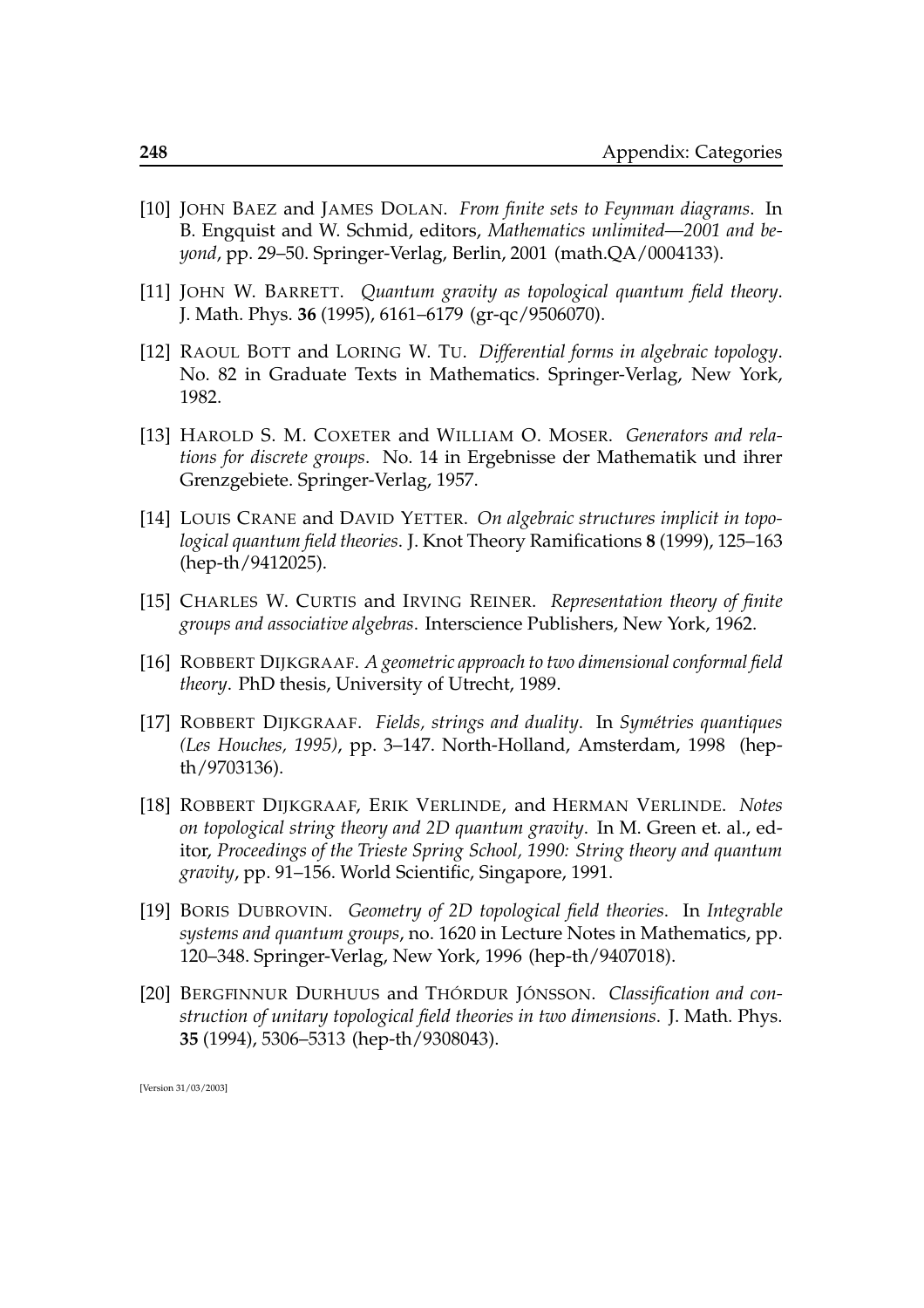[10] JOHN BAEZ and JAMES DOLAN. *From finite sets to Feynman diagrams*. In B. Engquist and W. Schmid, editors, *Mathematics unlimited—2001 and beyond*, pp. 29–50. Springer-Verlag, Berlin, 2001 (math.QA/0004133).

[11] JOHN W. BARRETT. *Quantum gravity as topological quantum field theory*. J. Math. Phys. **36** (1995), 6161–6179 (gr-qc/9506070).

[12] RAOUL BOTT and LORING W. TU. *Differential forms in algebraic topology*. No. 82 in Graduate Texts in Mathematics. Springer-Verlag, New York, 1982.

[13] HAROLD S. M. COXETER and WILLIAM O. MOSER. *Generators and relations for discrete groups*. No. 14 in Ergebnisse der Mathematik und ihrer Grenzgebiete. Springer-Verlag, 1957.

[14] LOUIS CRANE and DAVID YETTER. *On algebraic structures implicit in topological quantum field theories*. J. Knot Theory Ramifications **8** (1999), 125–163 (hep-th/9412025).

[15] CHARLES W. CURTIS and IRVING REINER. *Representation theory of finite groups and associative algebras*. Interscience Publishers, New York, 1962.

[16] ROBBERT DIJKGRAAF. *A geometric approach to two dimensional conformal field theory*. PhD thesis, University of Utrecht, 1989.

[17] ROBBERT DIJKGRAAF. *Fields, strings and duality*. In *Symétries quantiques (Les Houches, 1995)*, pp. 3–147. North-Holland, Amsterdam, 1998 (hep-th/9703136).

[18] ROBBERT DIJKGRAAF, ERIK VERLINDE, and HERMAN VERLINDE. *Notes on topological string theory and 2D quantum gravity*. In M. Green et. al., editor, *Proceedings of the Trieste Spring School, 1990: String theory and quantum gravity*, pp. 91–156. World Scientific, Singapore, 1991.

[19] BORIS DUBROVIN. *Geometry of 2D topological field theories*. In *Integrable systems and quantum groups*, no. 1620 in Lecture Notes in Mathematics, pp. 120–348. Springer-Verlag, New York, 1996 (hep-th/9407018).

[20] BERGFINNUR DURHUUS and THÓRDUR JÓNSSON. *Classification and construction of unitary topological field theories in two dimensions*. J. Math. Phys. **35** (1994), 5306–5313 (hep-th/9308043).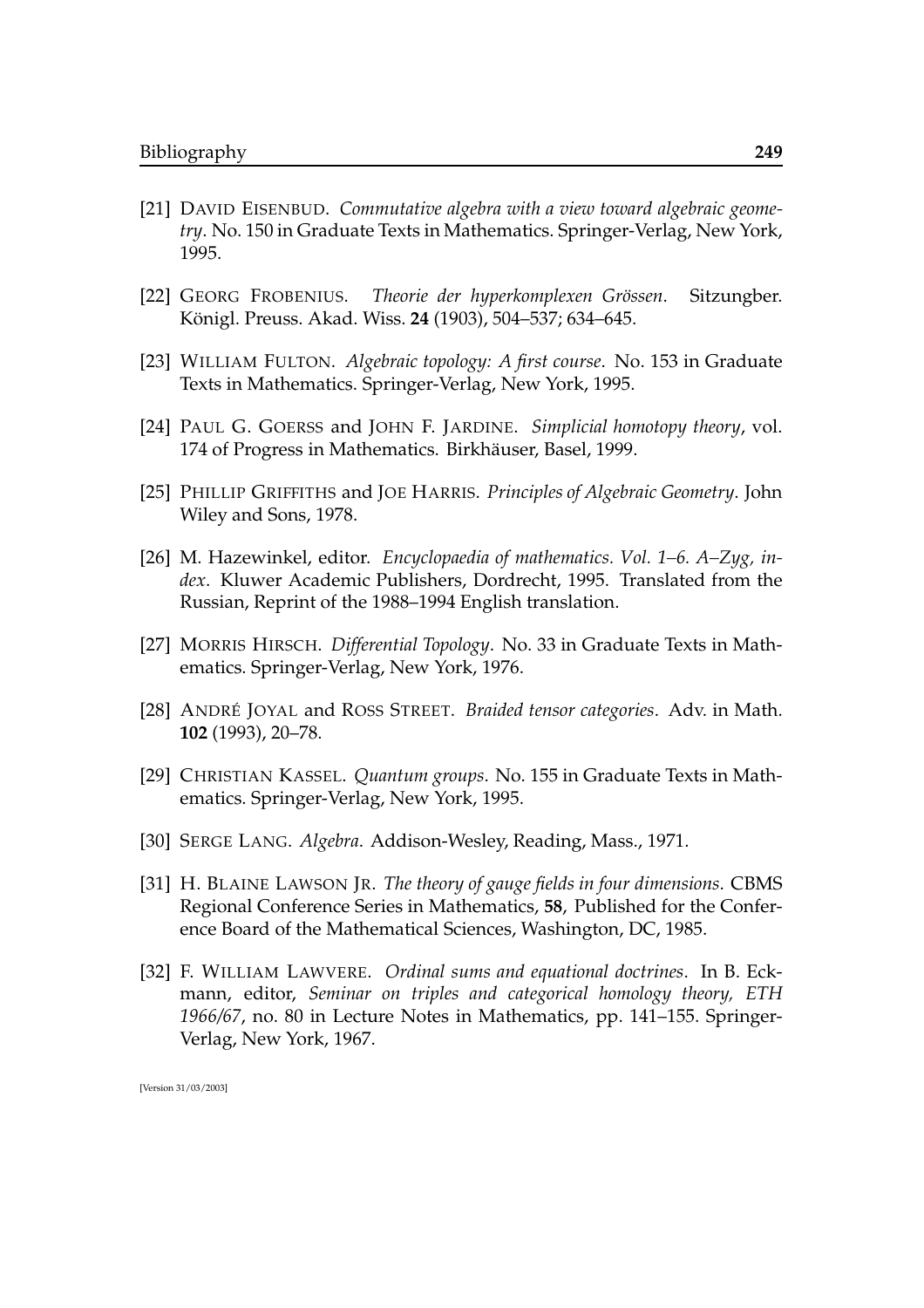[21] DAVID EISENBUD. *Commutative algebra with a view toward algebraic geometry*. No. 150 in Graduate Texts in Mathematics. Springer-Verlag, New York, 1995.

[22] GEORG FROBENIUS. *Theorie der hyperkomplexen Grössen*. Sitzungber. Königl. Preuss. Akad. Wiss. **24** (1903), 504–537; 634–645.

[23] WILLIAM FULTON. *Algebraic topology: A first course*. No. 153 in Graduate Texts in Mathematics. Springer-Verlag, New York, 1995.

[24] PAUL G. GOERSS and JOHN F. JARDINE. *Simplicial homotopy theory*, vol. 174 of Progress in Mathematics. Birkhäuser, Basel, 1999.

[25] PHILLIP GRIFFITHS and JOE HARRIS. *Principles of Algebraic Geometry*. John Wiley and Sons, 1978.

[26] M. Hazewinkel, editor. *Encyclopaedia of mathematics. Vol. 1–6. A–Zyg, index*. Kluwer Academic Publishers, Dordrecht, 1995. Translated from the Russian, Reprint of the 1988–1994 English translation.

[27] MORRIS HIRSCH. *Differential Topology*. No. 33 in Graduate Texts in Mathematics. Springer-Verlag, New York, 1976.

[28] ANDRÉ JOYAL and ROSS STREET. *Braided tensor categories*. Adv. in Math. **102** (1993), 20–78.

[29] CHRISTIAN KASSEL. *Quantum groups*. No. 155 in Graduate Texts in Mathematics. Springer-Verlag, New York, 1995.

[30] SERGE LANG. *Algebra*. Addison-Wesley, Reading, Mass., 1971.

[31] H. BLAINE LAWSON JR. *The theory of gauge fields in four dimensions*. CBMS Regional Conference Series in Mathematics, **58**, Published for the Conference Board of the Mathematical Sciences, Washington, DC, 1985.

[32] F. WILLIAM LAWVERE. *Ordinal sums and equational doctrines*. In B. Eckmann, editor, *Seminar on triples and categorical homology theory, ETH 1966/67*, no. 80 in Lecture Notes in Mathematics, pp. 141–155. Springer-Verlag, New York, 1967.

[Version 31/03/2003]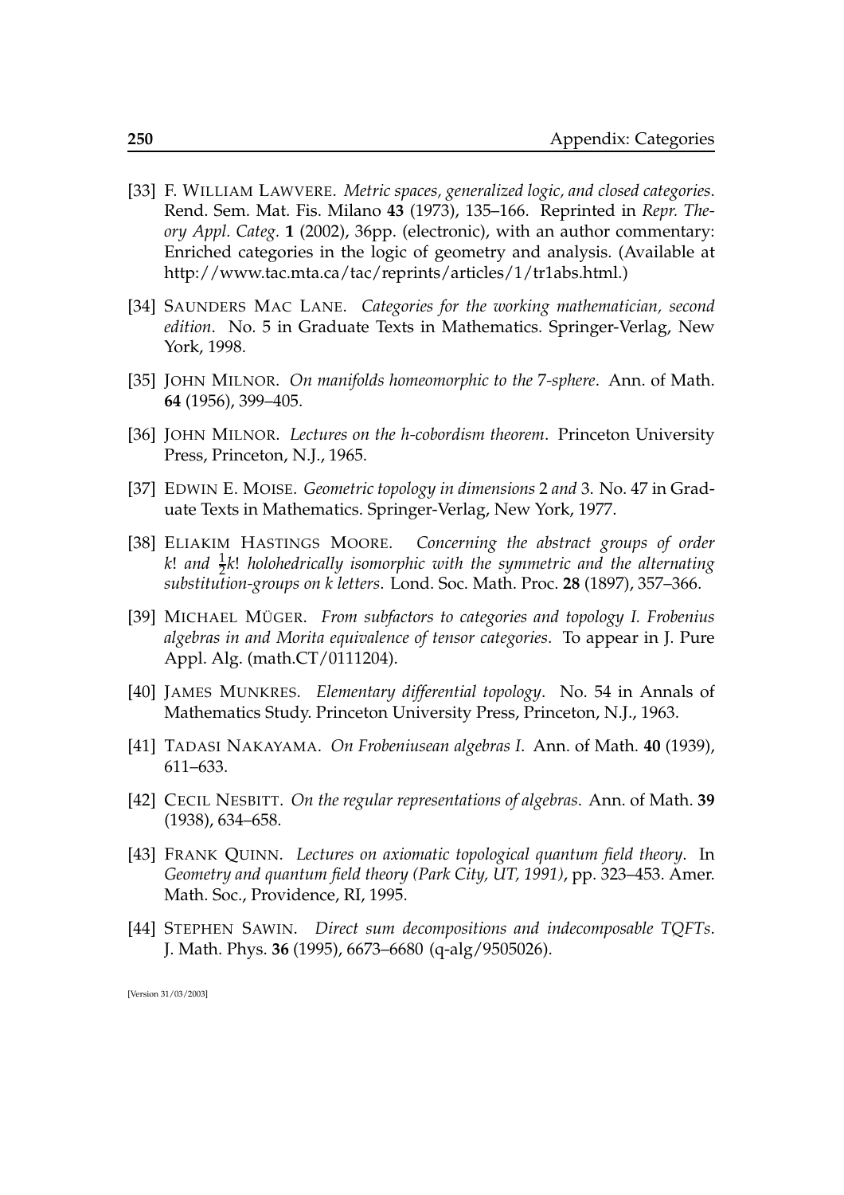[33] F. WILLIAM LAWVERE. *Metric spaces, generalized logic, and closed categories*. Rend. Sem. Mat. Fis. Milano **43** (1973), 135–166. Reprinted in *Repr. Theory Appl. Categ.* **1** (2002), 36pp. (electronic), with an author commentary: Enriched categories in the logic of geometry and analysis. (Available at http://www.tac.mta.ca/tac/reprints/articles/1/tr1abs.html.)

[34] SAUNDERS MAC LANE. *Categories for the working mathematician, second edition*. No. 5 in Graduate Texts in Mathematics. Springer-Verlag, New York, 1998.

[35] JOHN MILNOR. *On manifolds homeomorphic to the 7-sphere*. Ann. of Math. **64** (1956), 399–405.

[36] JOHN MILNOR. *Lectures on the h-cobordism theorem*. Princeton University Press, Princeton, N.J., 1965.

[37] EDWIN E. MOISE. *Geometric topology in dimensions 2 and 3*. No. 47 in Graduate Texts in Mathematics. Springer-Verlag, New York, 1977.

[38] ELIAKIM HASTINGS MOORE. *Concerning the abstract groups of order $k!$ and $\frac{1}{2}k!$ holohedrically isomorphic with the symmetric and the alternating substitution-groups on $k$ letters*. Lond. Soc. Math. Proc. **28** (1897), 357–366.

[39] MICHAEL MÜGER. *From subfactors to categories and topology I. Frobenius algebras in and Morita equivalence of tensor categories*. To appear in J. Pure Appl. Alg. (math.CT/0111204).

[40] JAMES MUNKRES. *Elementary differential topology*. No. 54 in Annals of Mathematics Study. Princeton University Press, Princeton, N.J., 1963.

[41] TADASI NAKAYAMA. *On Frobeniusean algebras I*. Ann. of Math. **40** (1939), 611–633.

[42] CECIL NESBITT. *On the regular representations of algebras*. Ann. of Math. **39** (1938), 634–658.

[43] FRANK QUINN. *Lectures on axiomatic topological quantum field theory*. In *Geometry and quantum field theory (Park City, UT, 1991)*, pp. 323–453. Amer. Math. Soc., Providence, RI, 1995.

[44] STEPHEN SAWIN. *Direct sum decompositions and indecomposable TQFTs*. J. Math. Phys. **36** (1995), 6673–6680 (q-alg/9505026).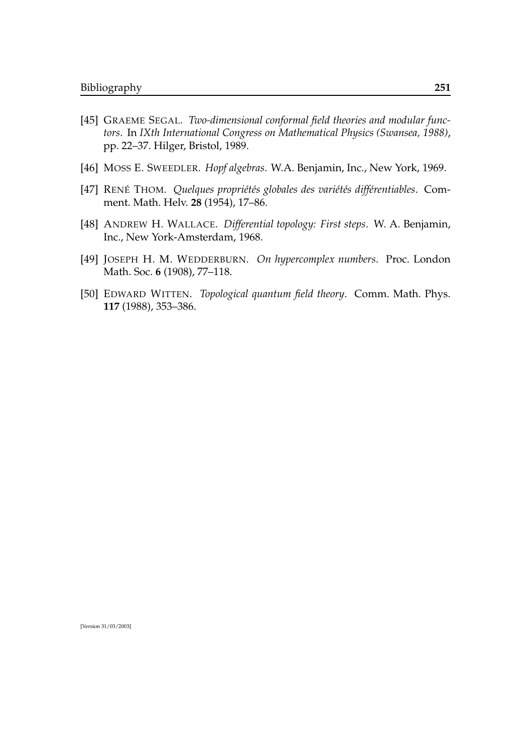[45] GRAEME SEGAL. *Two-dimensional conformal field theories and modular functors*. In *IXth International Congress on Mathematical Physics (Swansea, 1988)*, pp. 22–37. Hilger, Bristol, 1989.

[46] MOSS E. SWEEDLER. *Hopf algebras*. W.A. Benjamin, Inc., New York, 1969.

[47] RENÉ THOM. *Quelques propriétés globales des variétés différentiables*. Comment. Math. Helv. **28** (1954), 17–86.

[48] ANDREW H. WALLACE. *Differential topology: First steps*. W. A. Benjamin, Inc., New York-Amsterdam, 1968.

[49] JOSEPH H. M. WEDDERBURN. *On hypercomplex numbers*. Proc. London Math. Soc. **6** (1908), 77–118.

[50] EDWARD WITTEN. *Topological quantum field theory*. Comm. Math. Phys. **117** (1988), 353–386.